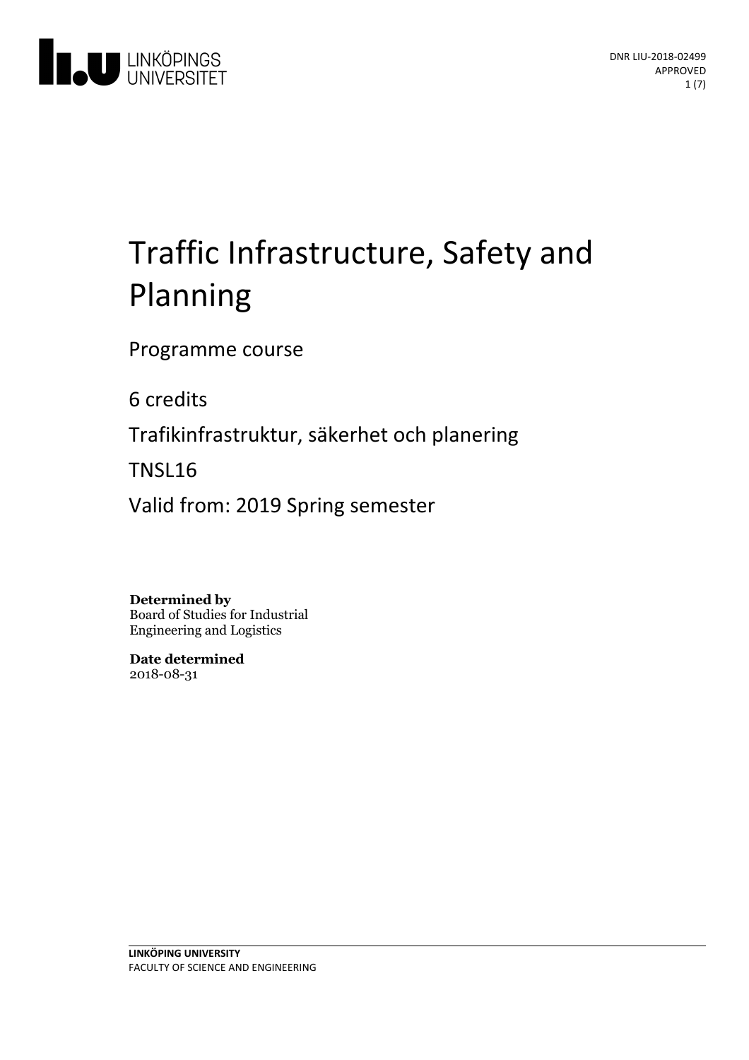DNR LIU-2018-02499
APPROVED

# Traffic Infrastructure, Safety and Planning

Programme course

6 credits

Trafikinfrastruktur, säkerhet och planering

TNSL16

Valid from: 2019 Spring semester

**Determined by**
Board of Studies for Industrial Engineering and Logistics

**Date determined**
2018-08-31

**LINKÖPING UNIVERSITY**
FACULTY OF SCIENCE AND ENGINEERING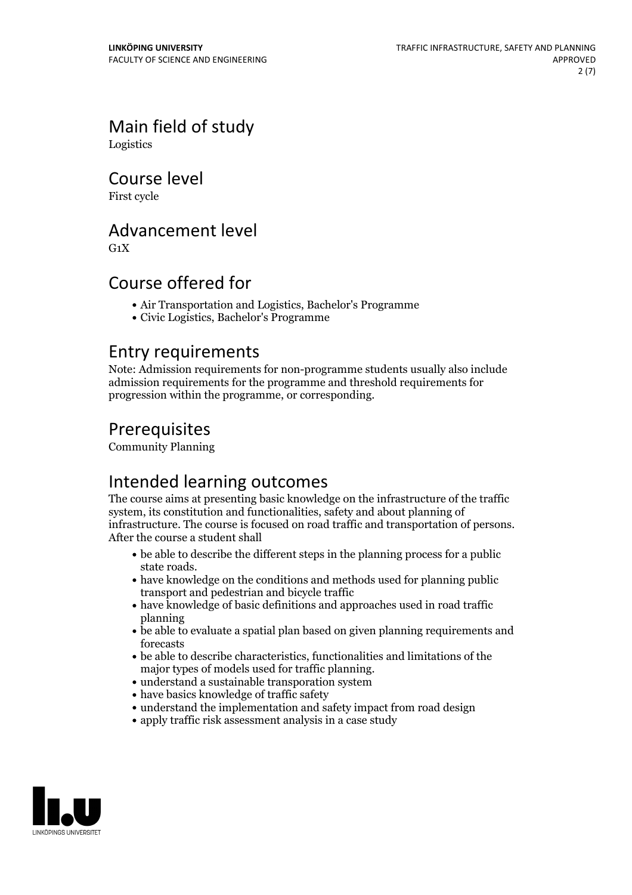## Main field of study

Logistics

## Course level

First cycle

## Advancement level

G1X

## Course offered for

- Air Transportation and Logistics, Bachelor's Programme
- Civic Logistics, Bachelor's Programme

## Entry requirements

Note: Admission requirements for non-programme students usually also include admission requirements for the programme and threshold requirements for progression within the programme, or corresponding.

## Prerequisites

Community Planning

## Intended learning outcomes

The course aims at presenting basic knowledge on the infrastructure of the traffic system, its constitution and functionalities, safety and about planning of infrastructure. The course is focused on road traffic and transportation of persons. After the course a student shall

- be able to describe the different steps in the planning process for a public state roads.
- have knowledge on the conditions and methods used for planning public transport and pedestrian and bicycle traffic
- have knowledge of basic definitions and approaches used in road traffic planning
- be able to evaluate a spatial plan based on given planning requirements and forecasts
- be able to describe characteristics, functionalities and limitations of the major types of models used for traffic planning.
- understand a sustainable transporation system
- have basics knowledge of traffic safety
- understand the implementation and safety impact from road design
- apply traffic risk assessment analysis in a case study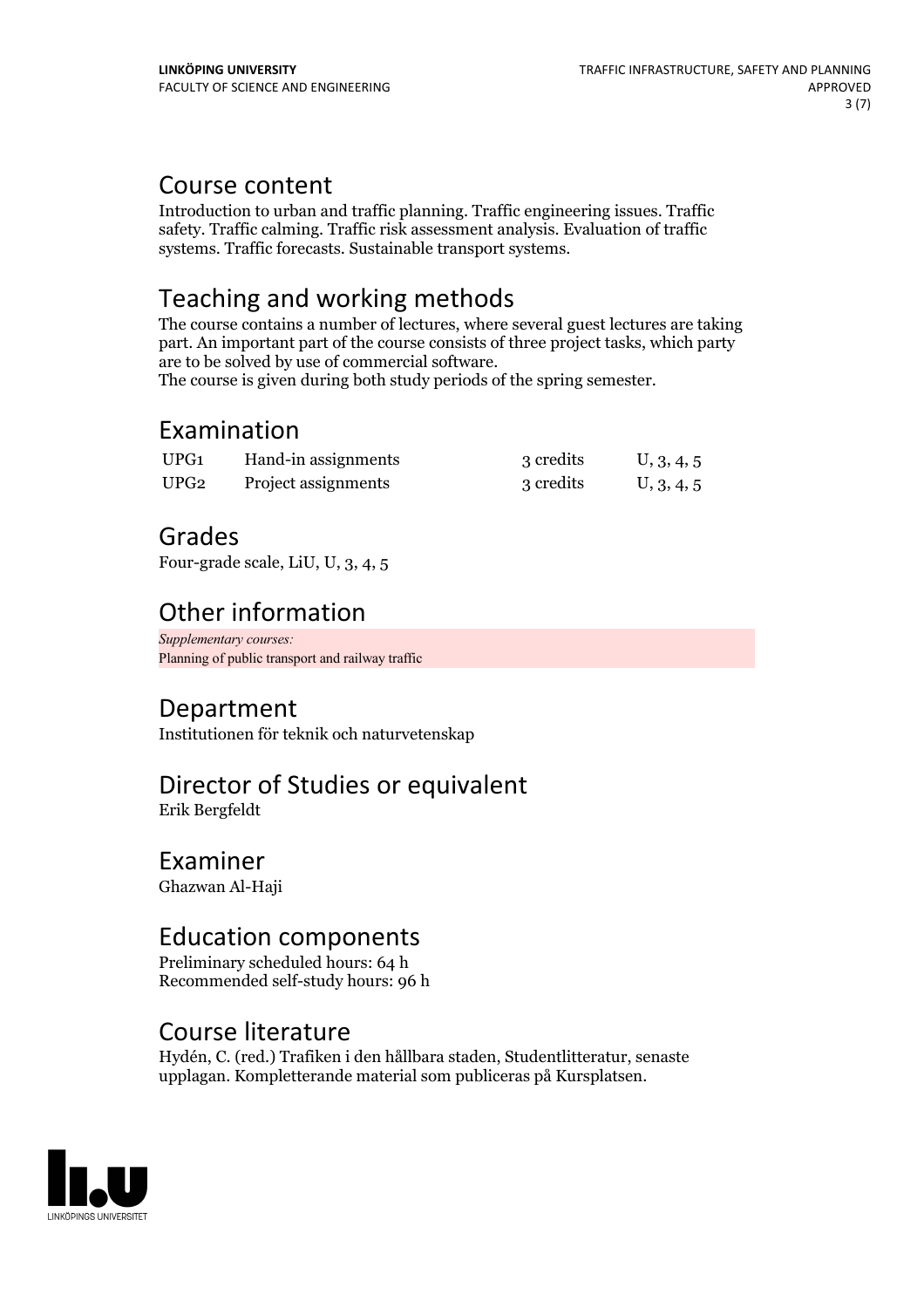## Course content

Introduction to urban and traffic planning. Traffic engineering issues. Traffic safety. Traffic calming. Traffic risk assessment analysis. Evaluation of traffic systems. Traffic forecasts. Sustainable transport systems.

## Teaching and working methods

The course contains a number of lectures, where several guest lectures are taking part. An important part of the course consists of three project tasks, which party are to be solved by use of commercial software.
The course is given during both study periods of the spring semester.

## Examination

| | | | |
|---|---|---|---|
| UPG1 | Hand-in assignments | 3 credits | U, 3, 4, 5 |
| UPG2 | Project assignments | 3 credits | U, 3, 4, 5 |

## Grades

Four-grade scale, LiU, U, 3, 4, 5

## Other information

*Supplementary courses:*
Planning of public transport and railway traffic

## Department

Institutionen för teknik och naturvetenskap

## Director of Studies or equivalent

Erik Bergfeldt

## Examiner

Ghazwan Al-Haji

## Education components

Preliminary scheduled hours: 64 h
Recommended self-study hours: 96 h

## Course literature

Hydén, C. (red.) Trafiken i den hållbara staden, Studentlitteratur, senaste upplagan. Kompletterande material som publiceras på Kursplatsen.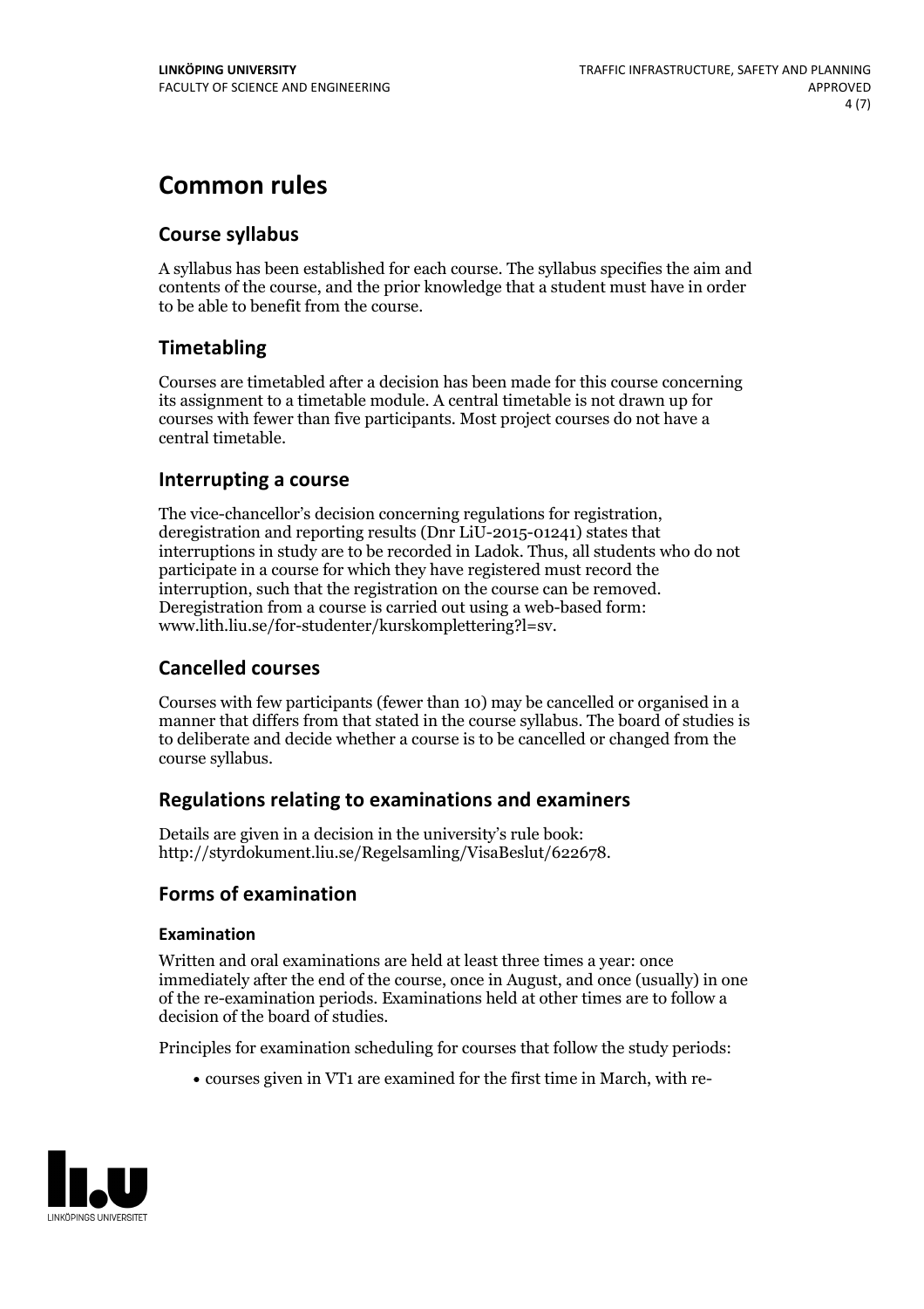# Common rules

## Course syllabus

A syllabus has been established for each course. The syllabus specifies the aim and contents of the course, and the prior knowledge that a student must have in order to be able to benefit from the course.

## Timetabling

Courses are timetabled after a decision has been made for this course concerning its assignment to a timetable module. A central timetable is not drawn up for courses with fewer than five participants. Most project courses do not have a central timetable.

## Interrupting a course

The vice-chancellor's decision concerning regulations for registration, deregistration and reporting results (Dnr LiU-2015-01241) states that interruptions in study are to be recorded in Ladok. Thus, all students who do not participate in a course for which they have registered must record the interruption, such that the registration on the course can be removed. Deregistration from a course is carried out using a web-based form: www.lith.liu.se/for-studenter/kurskomplettering?l=sv.

## Cancelled courses

Courses with few participants (fewer than 10) may be cancelled or organised in a manner that differs from that stated in the course syllabus. The board of studies is to deliberate and decide whether a course is to be cancelled or changed from the course syllabus.

## Regulations relating to examinations and examiners

Details are given in a decision in the university's rule book: http://styrdokument.liu.se/Regelsamling/VisaBeslut/622678.

## Forms of examination

### Examination

Written and oral examinations are held at least three times a year: once immediately after the end of the course, once in August, and once (usually) in one of the re-examination periods. Examinations held at other times are to follow a decision of the board of studies.

Principles for examination scheduling for courses that follow the study periods:

- courses given in VT1 are examined for the first time in March, with re-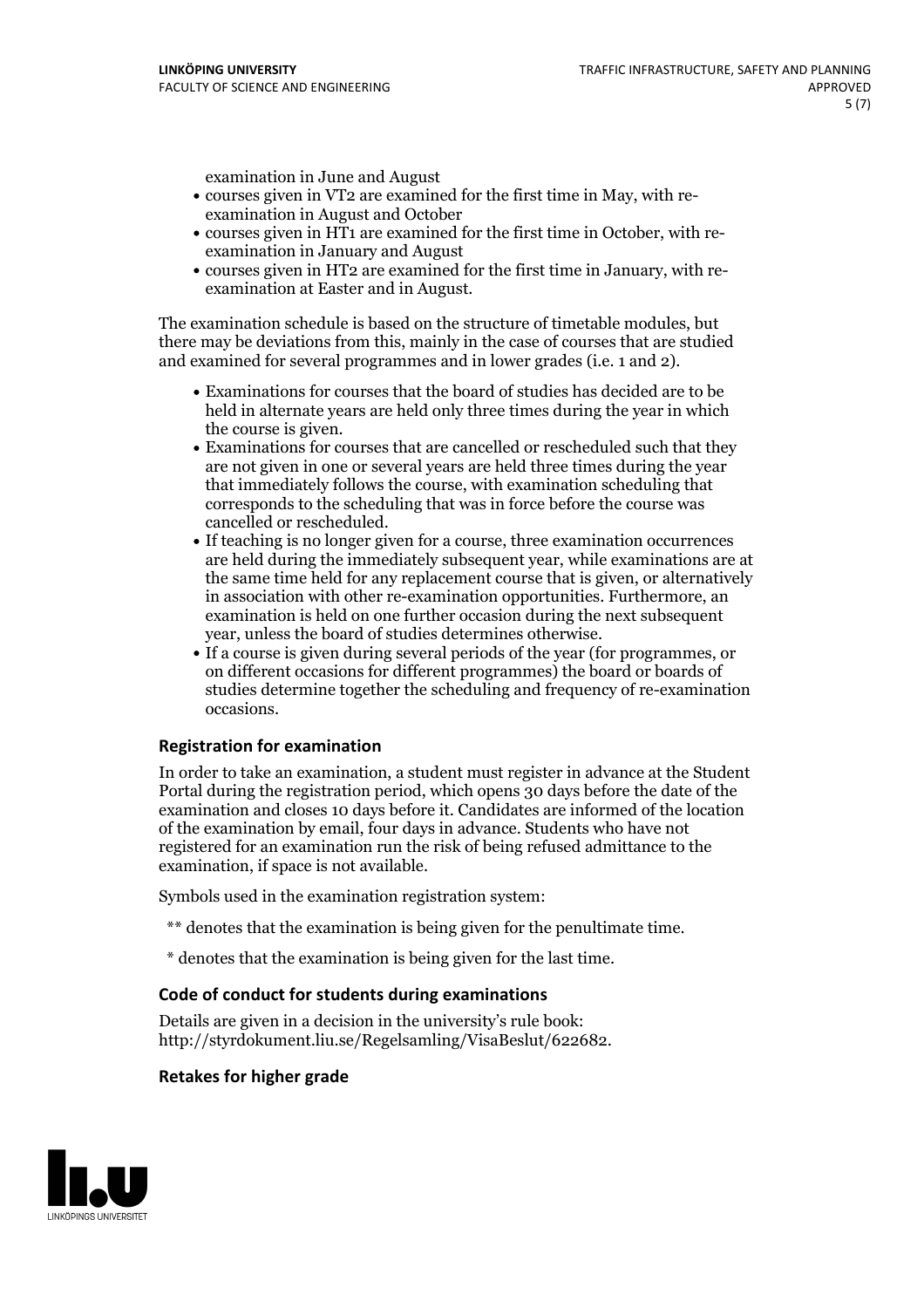examination in June and August

- courses given in VT2 are examined for the first time in May, with re-examination in August and October
- courses given in HT1 are examined for the first time in October, with re-examination in January and August
- courses given in HT2 are examined for the first time in January, with re-examination at Easter and in August.

The examination schedule is based on the structure of timetable modules, but there may be deviations from this, mainly in the case of courses that are studied and examined for several programmes and in lower grades (i.e. 1 and 2).

- Examinations for courses that the board of studies has decided are to be held in alternate years are held only three times during the year in which the course is given.
- Examinations for courses that are cancelled or rescheduled such that they are not given in one or several years are held three times during the year that immediately follows the course, with examination scheduling that corresponds to the scheduling that was in force before the course was cancelled or rescheduled.
- If teaching is no longer given for a course, three examination occurrences are held during the immediately subsequent year, while examinations are at the same time held for any replacement course that is given, or alternatively in association with other re-examination opportunities. Furthermore, an examination is held on one further occasion during the next subsequent year, unless the board of studies determines otherwise.
- If a course is given during several periods of the year (for programmes, or on different occasions for different programmes) the board or boards of studies determine together the scheduling and frequency of re-examination occasions.

### Registration for examination

In order to take an examination, a student must register in advance at the Student Portal during the registration period, which opens 30 days before the date of the examination and closes 10 days before it. Candidates are informed of the location of the examination by email, four days in advance. Students who have not registered for an examination run the risk of being refused admittance to the examination, if space is not available.

Symbols used in the examination registration system:

** denotes that the examination is being given for the penultimate time.

* denotes that the examination is being given for the last time.

### Code of conduct for students during examinations

Details are given in a decision in the university's rule book: http://styrdokument.liu.se/Regelsamling/VisaBeslut/622682.

### Retakes for higher grade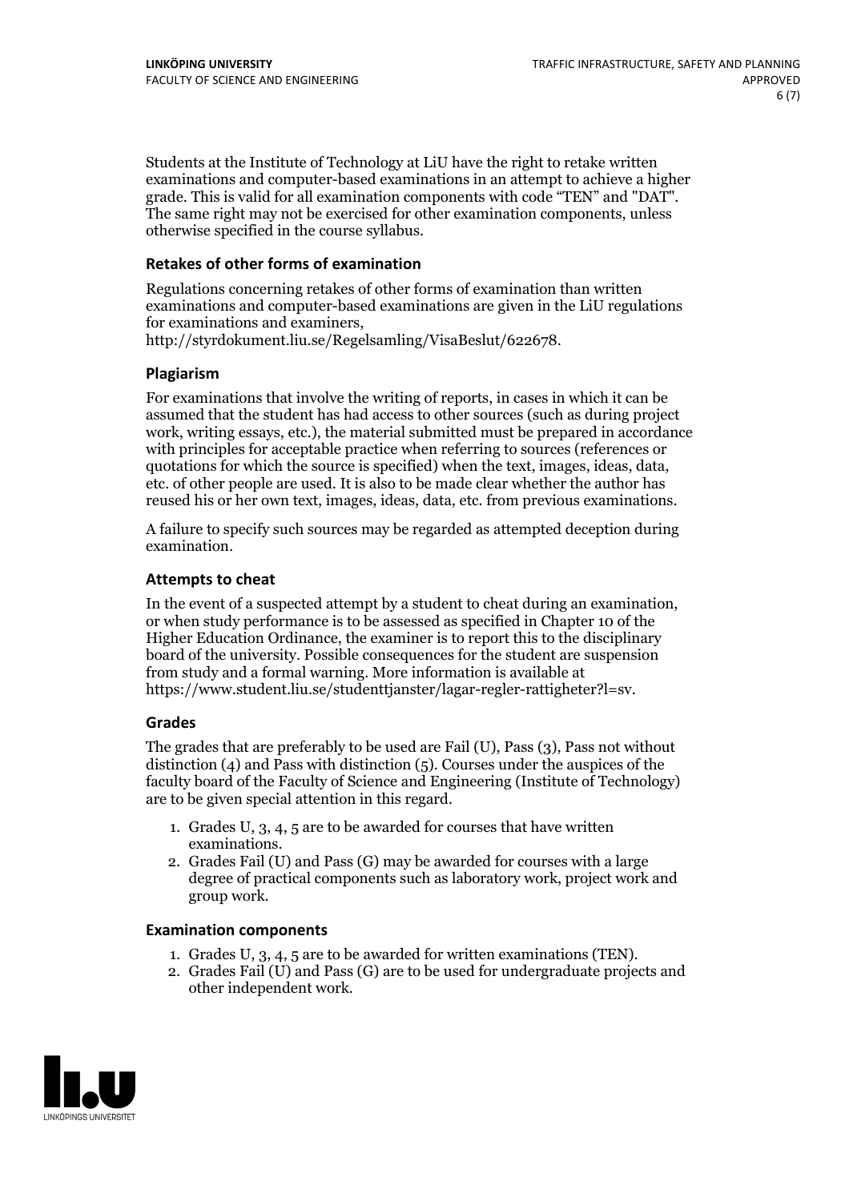Students at the Institute of Technology at LiU have the right to retake written examinations and computer-based examinations in an attempt to achieve a higher grade. This is valid for all examination components with code "TEN" and "DAT". The same right may not be exercised for other examination components, unless otherwise specified in the course syllabus.

### Retakes of other forms of examination

Regulations concerning retakes of other forms of examination than written examinations and computer-based examinations are given in the LiU regulations for examinations and examiners, http://styrdokument.liu.se/Regelsamling/VisaBeslut/622678.

### Plagiarism

For examinations that involve the writing of reports, in cases in which it can be assumed that the student has had access to other sources (such as during project work, writing essays, etc.), the material submitted must be prepared in accordance with principles for acceptable practice when referring to sources (references or quotations for which the source is specified) when the text, images, ideas, data, etc. of other people are used. It is also to be made clear whether the author has reused his or her own text, images, ideas, data, etc. from previous examinations.

A failure to specify such sources may be regarded as attempted deception during examination.

### Attempts to cheat

In the event of a suspected attempt by a student to cheat during an examination, or when study performance is to be assessed as specified in Chapter 10 of the Higher Education Ordinance, the examiner is to report this to the disciplinary board of the university. Possible consequences for the student are suspension from study and a formal warning. More information is available at https://www.student.liu.se/studenttjanster/lagar-regler-rattigheter?l=sv.

### Grades

The grades that are preferably to be used are Fail (U), Pass (3), Pass not without distinction (4) and Pass with distinction (5). Courses under the auspices of the faculty board of the Faculty of Science and Engineering (Institute of Technology) are to be given special attention in this regard.

1. Grades U, 3, 4, 5 are to be awarded for courses that have written examinations.
2. Grades Fail (U) and Pass (G) may be awarded for courses with a large degree of practical components such as laboratory work, project work and group work.

### Examination components

1. Grades U, 3, 4, 5 are to be awarded for written examinations (TEN).
2. Grades Fail (U) and Pass (G) are to be used for undergraduate projects and other independent work.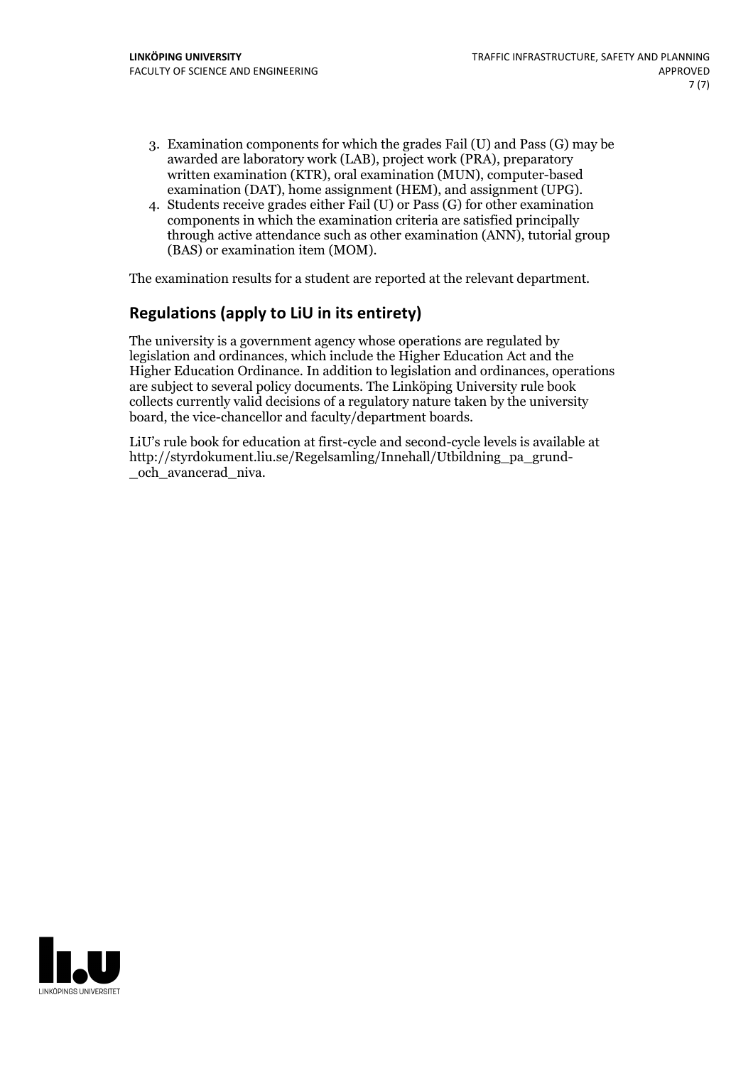3. Examination components for which the grades Fail (U) and Pass (G) may be awarded are laboratory work (LAB), project work (PRA), preparatory written examination (KTR), oral examination (MUN), computer-based examination (DAT), home assignment (HEM), and assignment (UPG).
4. Students receive grades either Fail (U) or Pass (G) for other examination components in which the examination criteria are satisfied principally through active attendance such as other examination (ANN), tutorial group (BAS) or examination item (MOM).

The examination results for a student are reported at the relevant department.

## Regulations (apply to LiU in its entirety)

The university is a government agency whose operations are regulated by legislation and ordinances, which include the Higher Education Act and the Higher Education Ordinance. In addition to legislation and ordinances, operations are subject to several policy documents. The Linköping University rule book collects currently valid decisions of a regulatory nature taken by the university board, the vice-chancellor and faculty/department boards.

LiU's rule book for education at first-cycle and second-cycle levels is available at http://styrdokument.liu.se/Regelsamling/Innehall/Utbildning_pa_grund-_och_avancerad_niva.